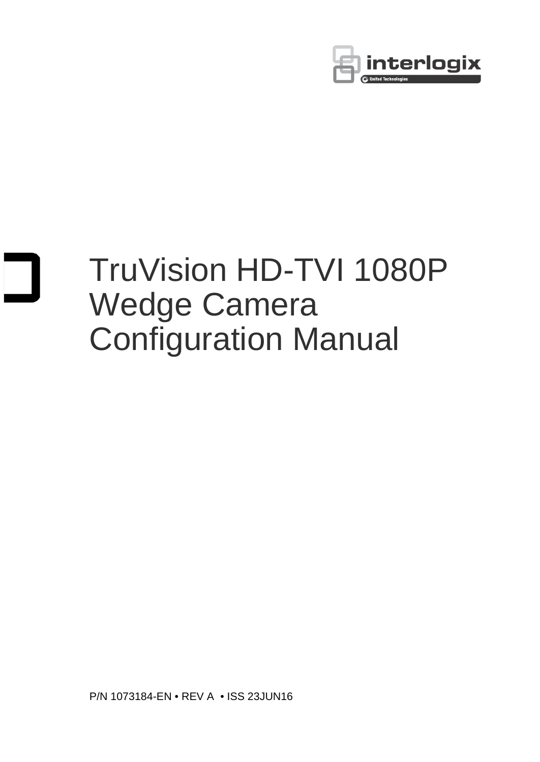interlogix

United Technologies

# TruVision HD-TVI 1080P Wedge Camera Configuration Manual

P/N 1073184-EN • REV A • ISS 23JUN16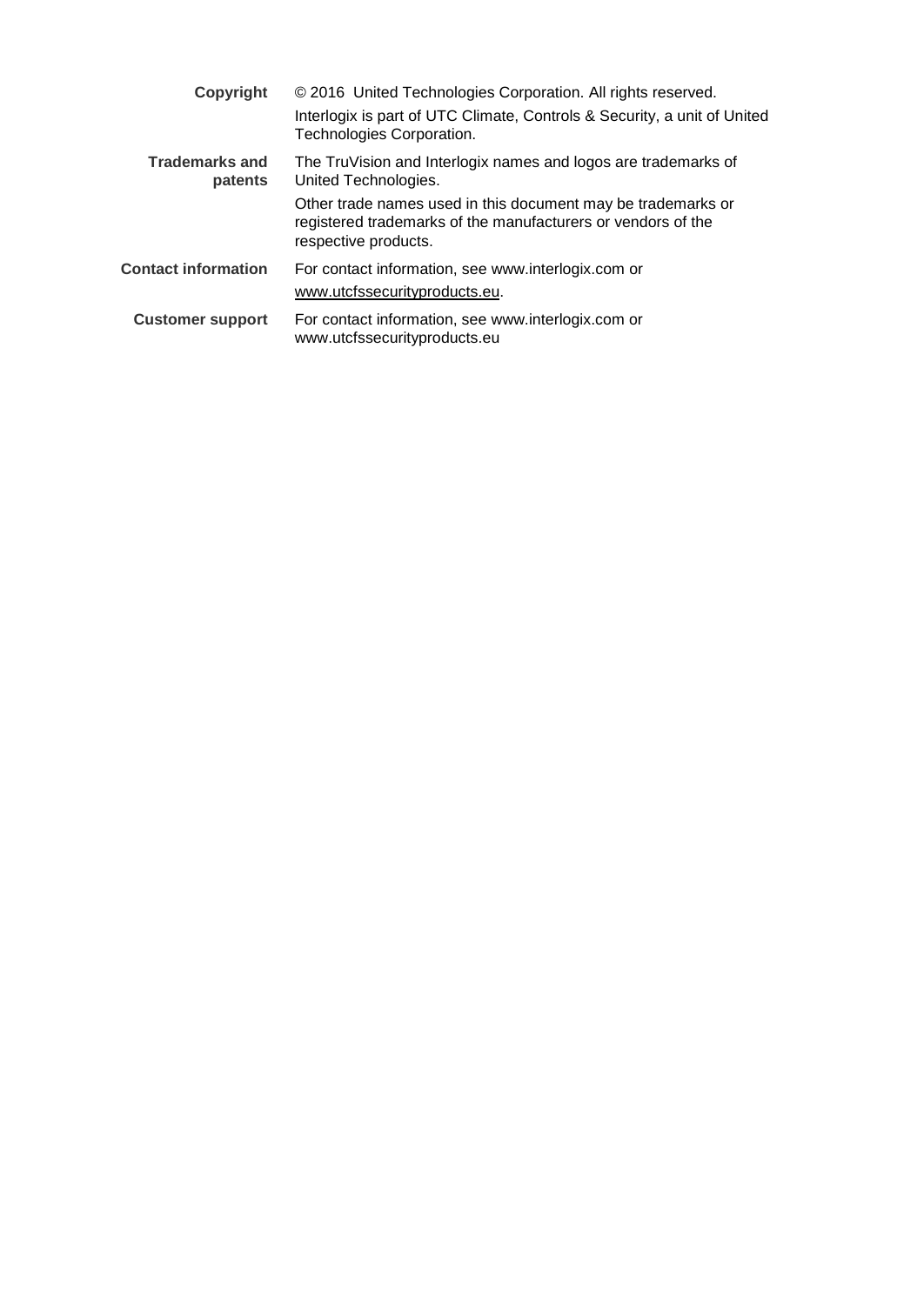**Copyright** © 2016 United Technologies Corporation. All rights reserved.

Interlogix is part of UTC Climate, Controls & Security, a unit of United Technologies Corporation.

**Trademarks and patents** The TruVision and Interlogix names and logos are trademarks of United Technologies.

Other trade names used in this document may be trademarks or registered trademarks of the manufacturers or vendors of the respective products.

**Contact information** For contact information, see www.interlogix.com or www.utcfssecurityproducts.eu.

**Customer support** For contact information, see www.interlogix.com or www.utcfssecurityproducts.eu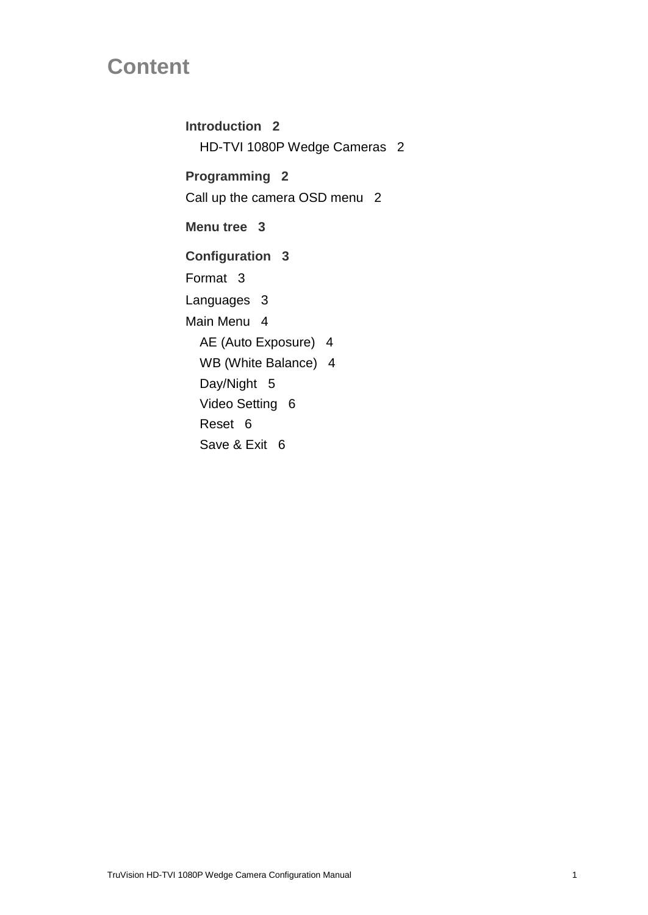# Content

**Introduction 2**

  HD-TVI 1080P Wedge Cameras 2

**Programming 2**

Call up the camera OSD menu 2

**Menu tree 3**

**Configuration 3**

Format 3

Languages 3

Main Menu 4

  AE (Auto Exposure) 4

  WB (White Balance) 4

  Day/Night 5

  Video Setting 6

  Reset 6

  Save & Exit 6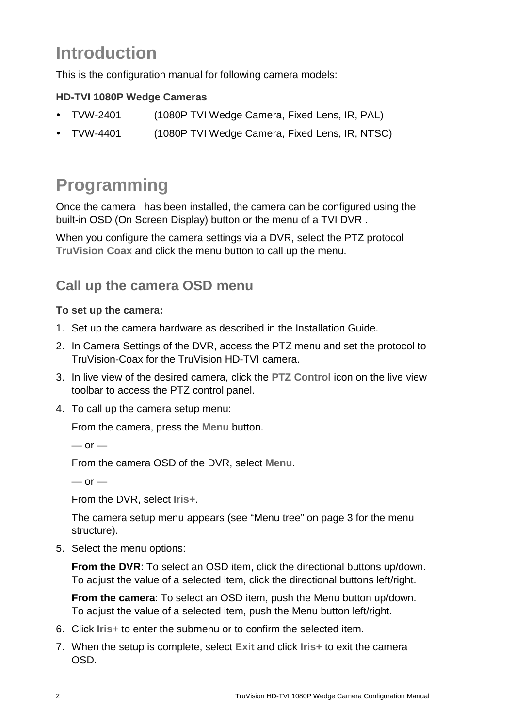# Introduction

This is the configuration manual for following camera models:

**HD-TVI 1080P Wedge Cameras**

- TVW-2401 (1080P TVI Wedge Camera, Fixed Lens, IR, PAL)
- TVW-4401 (1080P TVI Wedge Camera, Fixed Lens, IR, NTSC)

# Programming

Once the camera has been installed, the camera can be configured using the built-in OSD (On Screen Display) button or the menu of a TVI DVR .

When you configure the camera settings via a DVR, select the PTZ protocol **TruVision Coax** and click the menu button to call up the menu.

## Call up the camera OSD menu

**To set up the camera:**

1. Set up the camera hardware as described in the Installation Guide.
2. In Camera Settings of the DVR, access the PTZ menu and set the protocol to TruVision-Coax for the TruVision HD-TVI camera.
3. In live view of the desired camera, click the **PTZ Control** icon on the live view toolbar to access the PTZ control panel.
4. To call up the camera setup menu:

   From the camera, press the **Menu** button.

   — or —

   From the camera OSD of the DVR, select **Menu**.

   — or —

   From the DVR, select **Iris+**.

   The camera setup menu appears (see “Menu tree” on page 3 for the menu structure).
5. Select the menu options:

   **From the DVR**: To select an OSD item, click the directional buttons up/down. To adjust the value of a selected item, click the directional buttons left/right.

   **From the camera**: To select an OSD item, push the Menu button up/down. To adjust the value of a selected item, push the Menu button left/right.
6. Click **Iris+** to enter the submenu or to confirm the selected item.
7. When the setup is complete, select **Exit** and click **Iris+** to exit the camera OSD.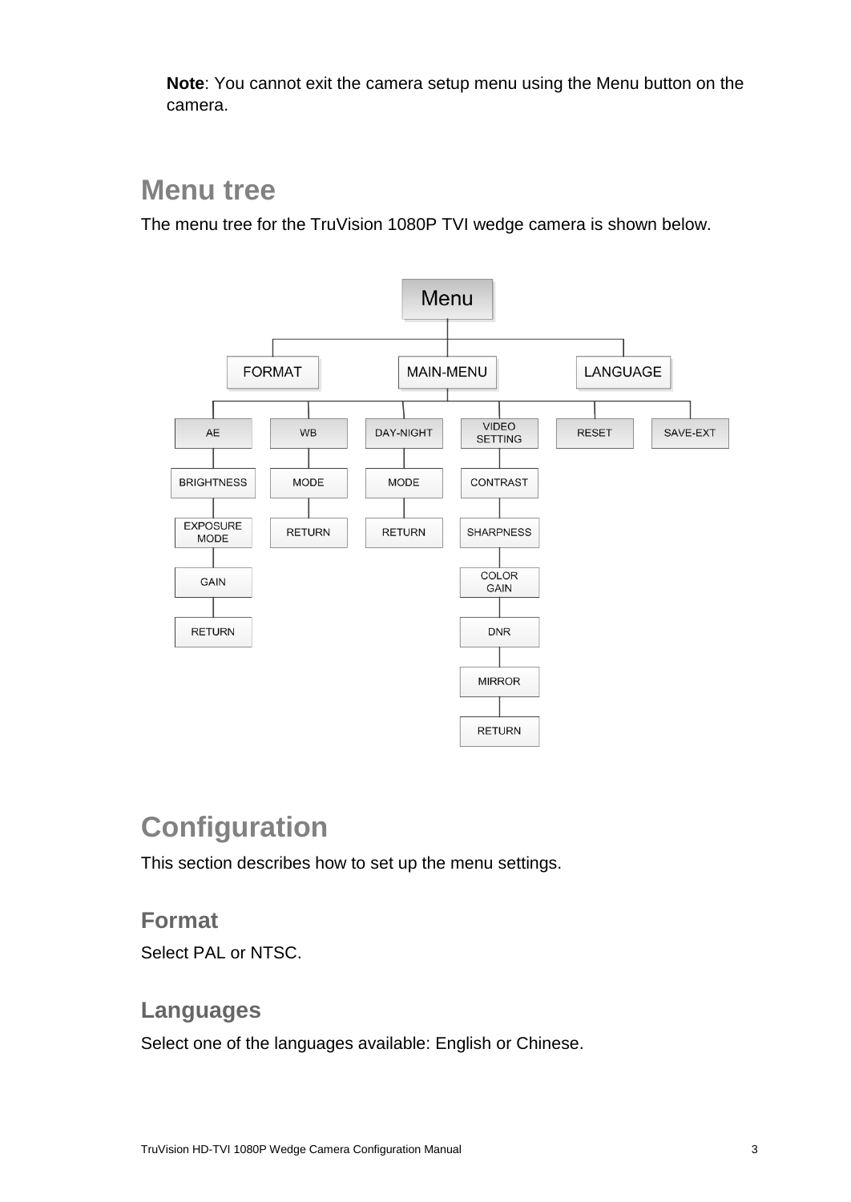**Note**: You cannot exit the camera setup menu using the Menu button on the camera.

## Menu tree

The menu tree for the TruVision 1080P TVI wedge camera is shown below.

- Menu
  - FORMAT
  - MAIN-MENU
    - AE
      - BRIGHTNESS
      - EXPOSURE MODE
      - GAIN
      - RETURN
    - WB
      - MODE
      - RETURN
    - DAY-NIGHT
      - MODE
      - RETURN
    - VIDEO SETTING
      - CONTRAST
      - SHARPNESS
      - COLOR GAIN
      - DNR
      - MIRROR
      - RETURN
    - RESET
    - SAVE-EXT
  - LANGUAGE

## Configuration

This section describes how to set up the menu settings.

### Format

Select PAL or NTSC.

### Languages

Select one of the languages available: English or Chinese.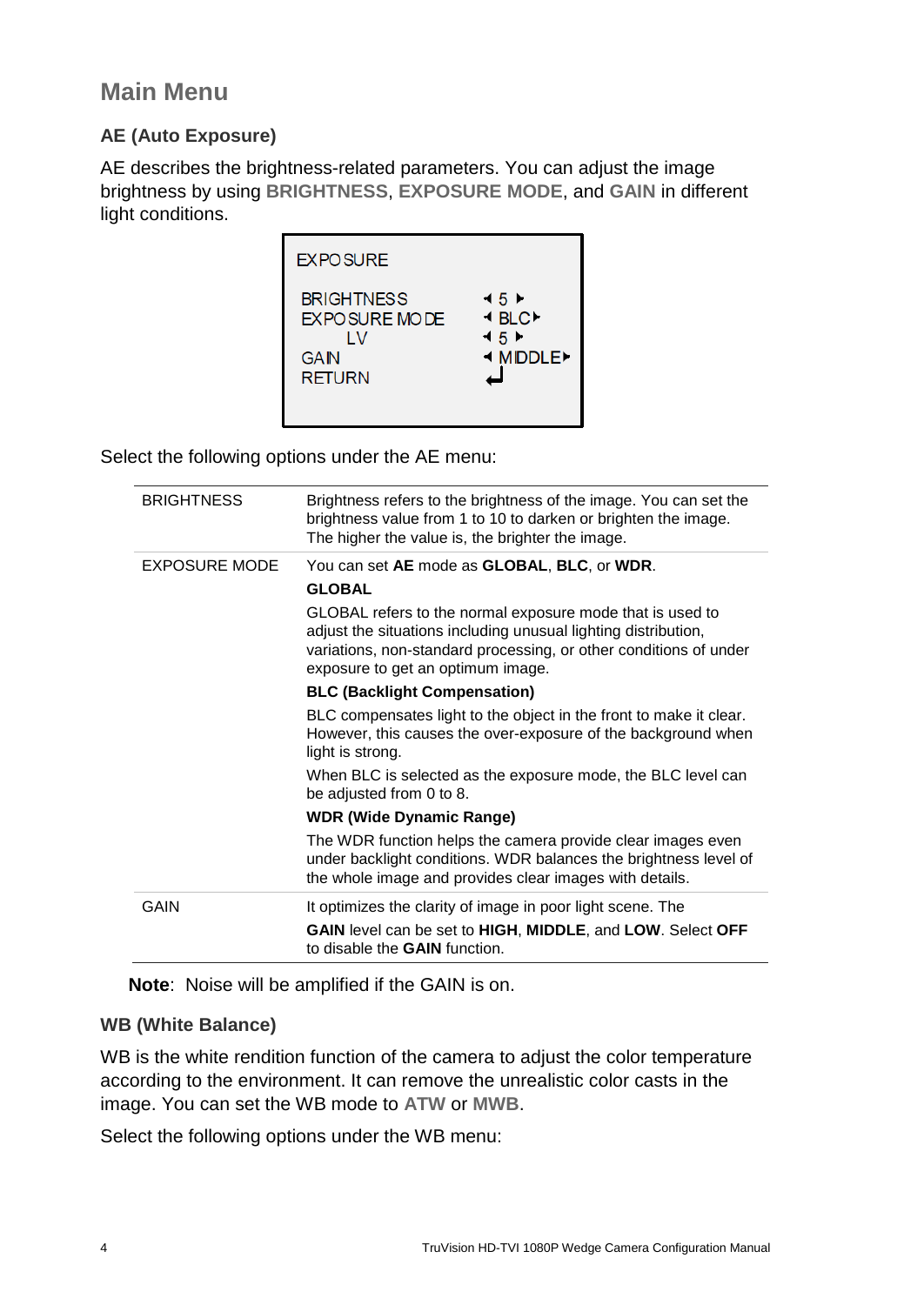## Main Menu

### AE (Auto Exposure)

AE describes the brightness-related parameters. You can adjust the image brightness by using **BRIGHTNESS**, **EXPOSURE MODE**, and **GAIN** in different light conditions.

```
EXPOSURE

BRIGHTNESS        ◄ 5 ►
EXPOSURE MODE     ◄ BLC ►
    LV            ◄ 5 ►
GAIN              ◄ MIDDLE ►
RETURN            ↵
```

Select the following options under the AE menu:

| | |
|---|---|
| BRIGHTNESS | Brightness refers to the brightness of the image. You can set the brightness value from 1 to 10 to darken or brighten the image. The higher the value is, the brighter the image. |
| EXPOSURE MODE | You can set **AE** mode as **GLOBAL**, **BLC**, or **WDR**.<br>**GLOBAL**<br>GLOBAL refers to the normal exposure mode that is used to adjust the situations including unusual lighting distribution, variations, non-standard processing, or other conditions of under exposure to get an optimum image.<br>**BLC (Backlight Compensation)**<br>BLC compensates light to the object in the front to make it clear. However, this causes the over-exposure of the background when light is strong.<br>When BLC is selected as the exposure mode, the BLC level can be adjusted from 0 to 8.<br>**WDR (Wide Dynamic Range)**<br>The WDR function helps the camera provide clear images even under backlight conditions. WDR balances the brightness level of the whole image and provides clear images with details. |
| GAIN | It optimizes the clarity of image in poor light scene. The **GAIN** level can be set to **HIGH**, **MIDDLE**, and **LOW**. Select **OFF** to disable the **GAIN** function. |

**Note**: Noise will be amplified if the GAIN is on.

### WB (White Balance)

WB is the white rendition function of the camera to adjust the color temperature according to the environment. It can remove the unrealistic color casts in the image. You can set the WB mode to **ATW** or **MWB**.

Select the following options under the WB menu: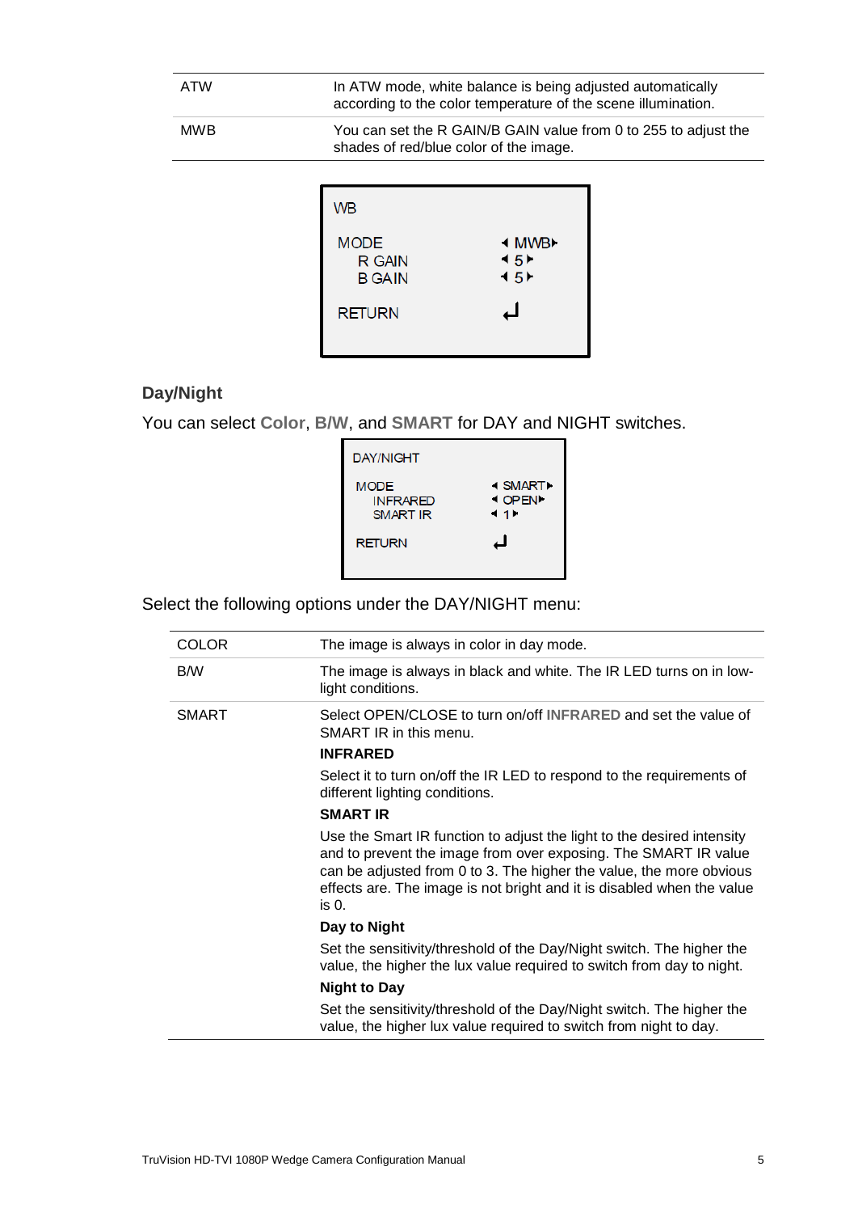| | |
|---|---|
| ATW | In ATW mode, white balance is being adjusted automatically according to the color temperature of the scene illumination. |
| MWB | You can set the R GAIN/B GAIN value from 0 to 255 to adjust the shades of red/blue color of the image. |

```
WB

MODE          ◂ MWB▸
  R GAIN      ◂ 5 ▸
  B GAIN      ◂ 5 ▸

RETURN        ↵
```

### Day/Night

You can select **Color**, **B/W**, and **SMART** for DAY and NIGHT switches.

```
DAY/NIGHT

MODE          ◂ SMART▸
  INFRARED    ◂ OPEN▸
  SMART IR    ◂ 1 ▸

RETURN        ↵
```

Select the following options under the DAY/NIGHT menu:

| | |
|---|---|
| COLOR | The image is always in color in day mode. |
| B/W | The image is always in black and white. The IR LED turns on in low-light conditions. |
| SMART | Select OPEN/CLOSE to turn on/off **INFRARED** and set the value of SMART IR in this menu.<br>**INFRARED**<br>Select it to turn on/off the IR LED to respond to the requirements of different lighting conditions.<br>**SMART IR**<br>Use the Smart IR function to adjust the light to the desired intensity and to prevent the image from over exposing. The SMART IR value can be adjusted from 0 to 3. The higher the value, the more obvious effects are. The image is not bright and it is disabled when the value is 0.<br>**Day to Night**<br>Set the sensitivity/threshold of the Day/Night switch. The higher the value, the higher the lux value required to switch from day to night.<br>**Night to Day**<br>Set the sensitivity/threshold of the Day/Night switch. The higher the value, the higher lux value required to switch from night to day. |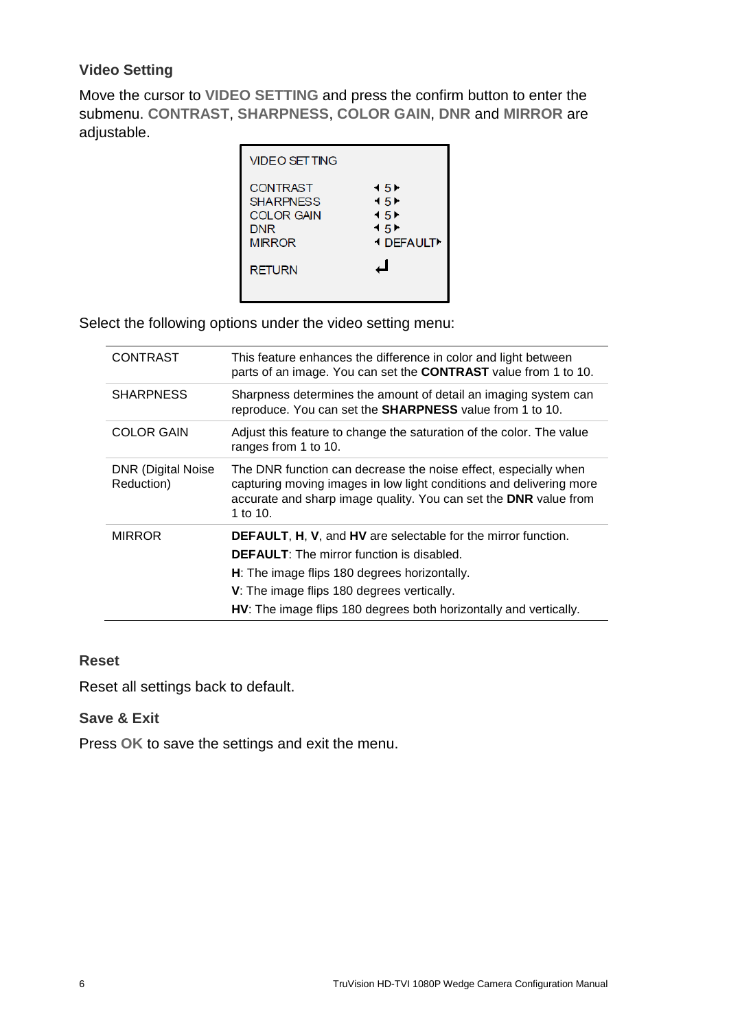### Video Setting

Move the cursor to **VIDEO SETTING** and press the confirm button to enter the submenu. **CONTRAST**, **SHARPNESS**, **COLOR GAIN**, **DNR** and **MIRROR** are adjustable.

```
VIDEO SETTING

CONTRAST        ◄ 5 ►
SHARPNESS       ◄ 5 ►
COLOR GAIN      ◄ 5 ►
DNR             ◄ 5 ►
MIRROR          ◄ DEFAULT ►

RETURN          ↵
```

Select the following options under the video setting menu:

| | |
|---|---|
| CONTRAST | This feature enhances the difference in color and light between parts of an image. You can set the **CONTRAST** value from 1 to 10. |
| SHARPNESS | Sharpness determines the amount of detail an imaging system can reproduce. You can set the **SHARPNESS** value from 1 to 10. |
| COLOR GAIN | Adjust this feature to change the saturation of the color. The value ranges from 1 to 10. |
| DNR (Digital Noise Reduction) | The DNR function can decrease the noise effect, especially when capturing moving images in low light conditions and delivering more accurate and sharp image quality. You can set the **DNR** value from 1 to 10. |
| MIRROR | **DEFAULT**, **H**, **V**, and **HV** are selectable for the mirror function.<br>**DEFAULT**: The mirror function is disabled.<br>**H**: The image flips 180 degrees horizontally.<br>**V**: The image flips 180 degrees vertically.<br>**HV**: The image flips 180 degrees both horizontally and vertically. |

### Reset

Reset all settings back to default.

### Save & Exit

Press **OK** to save the settings and exit the menu.